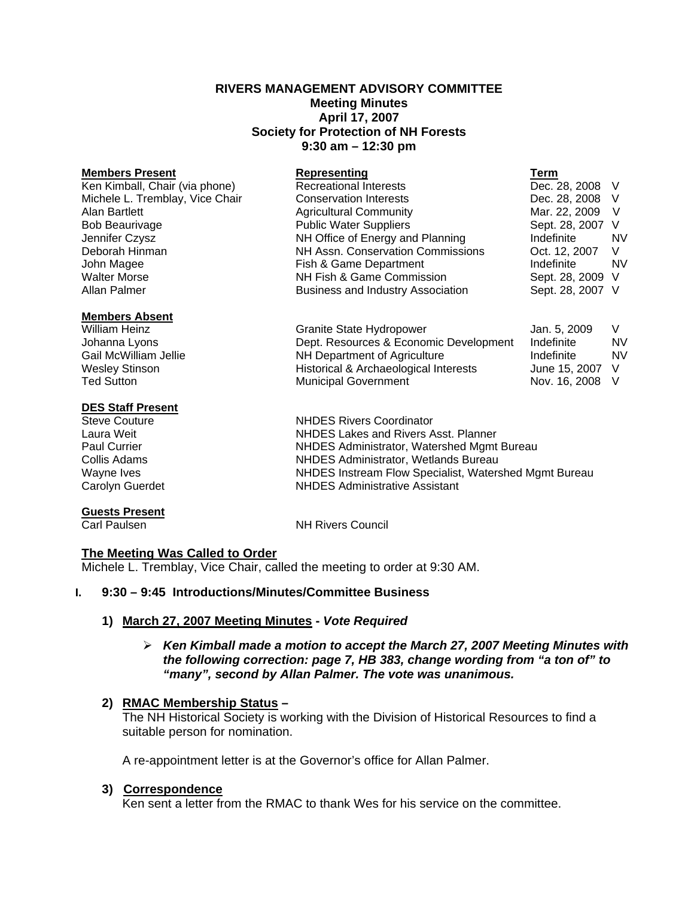# RIVERS MANAGEMENT ADVISORY COMMITTEE
## Meeting Minutes
## April 17, 2007
## Society for Protection of NH Forests
## 9:30 am – 12:30 pm

| **Members Present** | **Representing** | **Term** | |
|---|---|---|---|
| Ken Kimball, Chair (via phone) | Recreational Interests | Dec. 28, 2008 | V |
| Michele L. Tremblay, Vice Chair | Conservation Interests | Dec. 28, 2008 | V |
| Alan Bartlett | Agricultural Community | Mar. 22, 2009 | V |
| Bob Beaurivage | Public Water Suppliers | Sept. 28, 2007 | V |
| Jennifer Czysz | NH Office of Energy and Planning | Indefinite | NV |
| Deborah Hinman | NH Assn. Conservation Commissions | Oct. 12, 2007 | V |
| John Magee | Fish & Game Department | Indefinite | NV |
| Walter Morse | NH Fish & Game Commission | Sept. 28, 2009 | V |
| Allan Palmer | Business and Industry Association | Sept. 28, 2007 | V |

| **Members Absent** | | | |
|---|---|---|---|
| William Heinz | Granite State Hydropower | Jan. 5, 2009 | V |
| Johanna Lyons | Dept. Resources & Economic Development | Indefinite | NV |
| Gail McWilliam Jellie | NH Department of Agriculture | Indefinite | NV |
| Wesley Stinson | Historical & Archaeological Interests | June 15, 2007 | V |
| Ted Sutton | Municipal Government | Nov. 16, 2008 | V |

| **DES Staff Present** | |
|---|---|
| Steve Couture | NHDES Rivers Coordinator |
| Laura Weit | NHDES Lakes and Rivers Asst. Planner |
| Paul Currier | NHDES Administrator, Watershed Mgmt Bureau |
| Collis Adams | NHDES Administrator, Wetlands Bureau |
| Wayne Ives | NHDES Instream Flow Specialist, Watershed Mgmt Bureau |
| Carolyn Guerdet | NHDES Administrative Assistant |

| **Guests Present** | |
|---|---|
| Carl Paulsen | NH Rivers Council |

**The Meeting Was Called to Order**

Michele L. Tremblay, Vice Chair, called the meeting to order at 9:30 AM.

## I. 9:30 – 9:45 Introductions/Minutes/Committee Business

**1) March 27, 2007 Meeting Minutes - *Vote Required***

- ***Ken Kimball made a motion to accept the March 27, 2007 Meeting Minutes with the following correction: page 7, HB 383, change wording from "a ton of" to "many", second by Allan Palmer. The vote was unanimous.***

**2) RMAC Membership Status –**

The NH Historical Society is working with the Division of Historical Resources to find a suitable person for nomination.

A re-appointment letter is at the Governor's office for Allan Palmer.

**3) Correspondence**

Ken sent a letter from the RMAC to thank Wes for his service on the committee.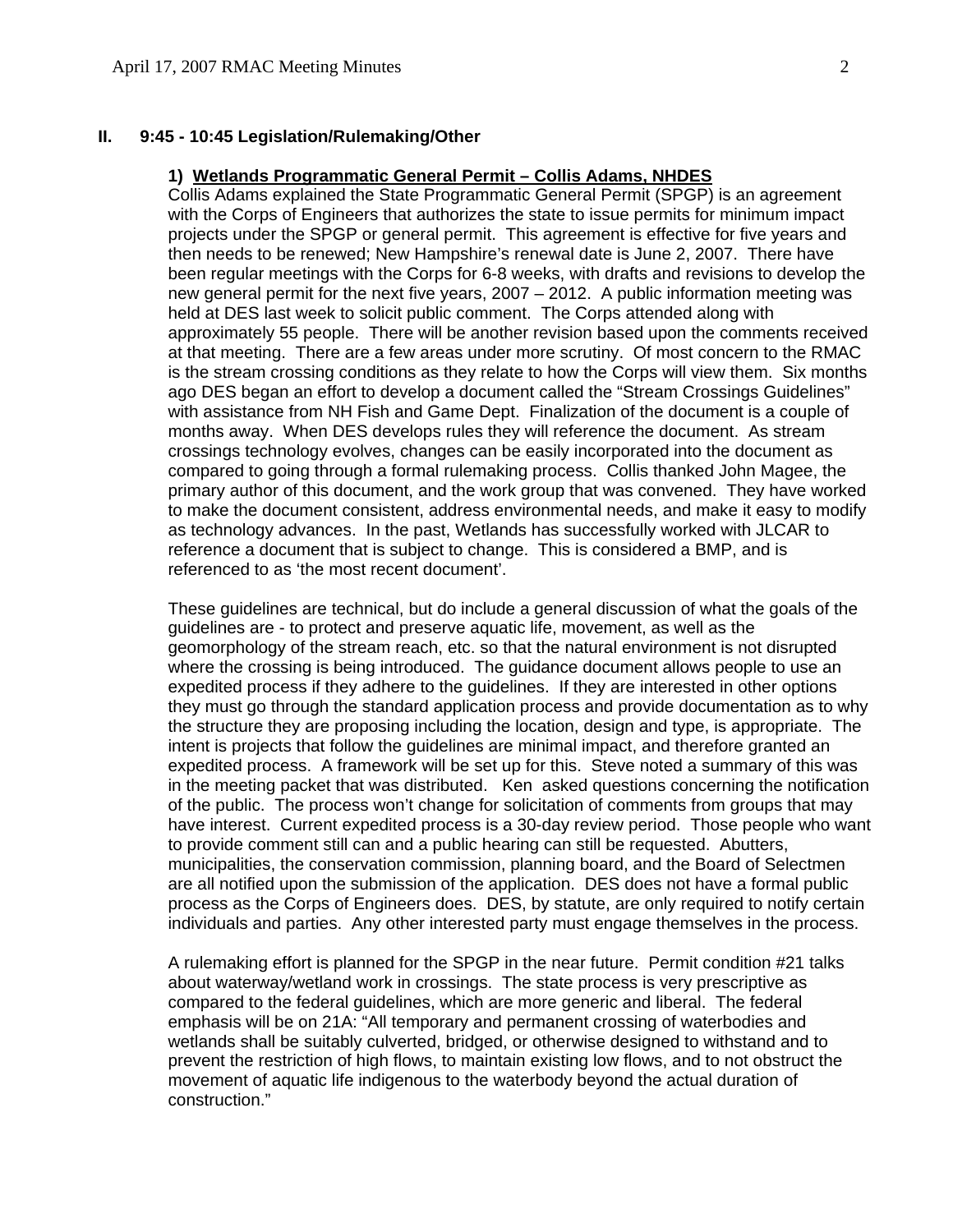## II. 9:45 - 10:45 Legislation/Rulemaking/Other

### 1) Wetlands Programmatic General Permit – Collis Adams, NHDES

Collis Adams explained the State Programmatic General Permit (SPGP) is an agreement with the Corps of Engineers that authorizes the state to issue permits for minimum impact projects under the SPGP or general permit. This agreement is effective for five years and then needs to be renewed; New Hampshire's renewal date is June 2, 2007. There have been regular meetings with the Corps for 6-8 weeks, with drafts and revisions to develop the new general permit for the next five years, 2007 – 2012. A public information meeting was held at DES last week to solicit public comment. The Corps attended along with approximately 55 people. There will be another revision based upon the comments received at that meeting. There are a few areas under more scrutiny. Of most concern to the RMAC is the stream crossing conditions as they relate to how the Corps will view them. Six months ago DES began an effort to develop a document called the "Stream Crossings Guidelines" with assistance from NH Fish and Game Dept. Finalization of the document is a couple of months away. When DES develops rules they will reference the document. As stream crossings technology evolves, changes can be easily incorporated into the document as compared to going through a formal rulemaking process. Collis thanked John Magee, the primary author of this document, and the work group that was convened. They have worked to make the document consistent, address environmental needs, and make it easy to modify as technology advances. In the past, Wetlands has successfully worked with JLCAR to reference a document that is subject to change. This is considered a BMP, and is referenced to as 'the most recent document'.

These guidelines are technical, but do include a general discussion of what the goals of the guidelines are - to protect and preserve aquatic life, movement, as well as the geomorphology of the stream reach, etc. so that the natural environment is not disrupted where the crossing is being introduced. The guidance document allows people to use an expedited process if they adhere to the guidelines. If they are interested in other options they must go through the standard application process and provide documentation as to why the structure they are proposing including the location, design and type, is appropriate. The intent is projects that follow the guidelines are minimal impact, and therefore granted an expedited process. A framework will be set up for this. Steve noted a summary of this was in the meeting packet that was distributed. Ken asked questions concerning the notification of the public. The process won't change for solicitation of comments from groups that may have interest. Current expedited process is a 30-day review period. Those people who want to provide comment still can and a public hearing can still be requested. Abutters, municipalities, the conservation commission, planning board, and the Board of Selectmen are all notified upon the submission of the application. DES does not have a formal public process as the Corps of Engineers does. DES, by statute, are only required to notify certain individuals and parties. Any other interested party must engage themselves in the process.

A rulemaking effort is planned for the SPGP in the near future. Permit condition #21 talks about waterway/wetland work in crossings. The state process is very prescriptive as compared to the federal guidelines, which are more generic and liberal. The federal emphasis will be on 21A: "All temporary and permanent crossing of waterbodies and wetlands shall be suitably culverted, bridged, or otherwise designed to withstand and to prevent the restriction of high flows, to maintain existing low flows, and to not obstruct the movement of aquatic life indigenous to the waterbody beyond the actual duration of construction."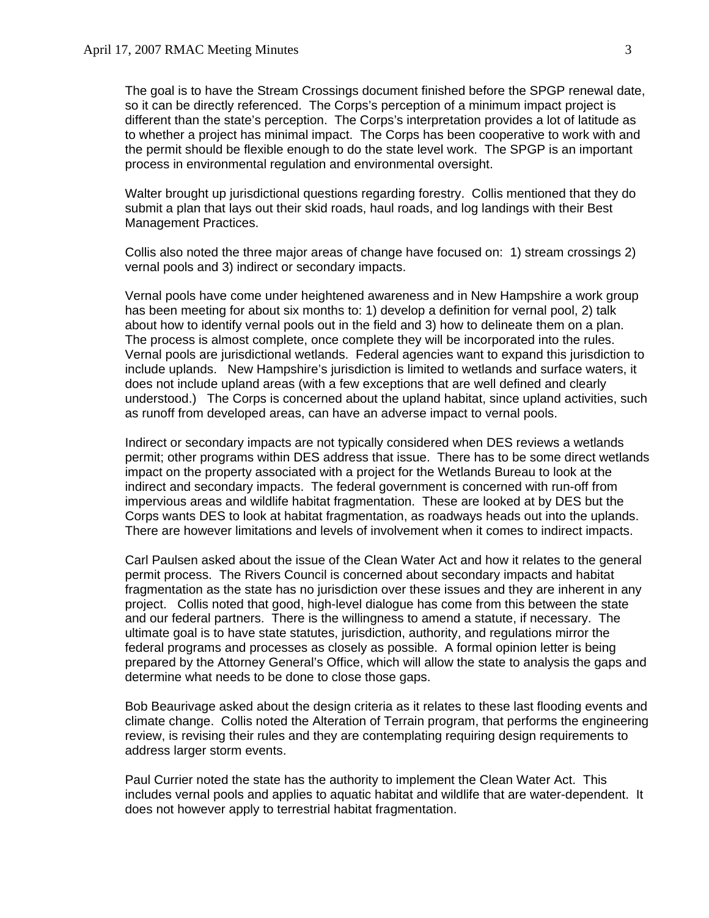The goal is to have the Stream Crossings document finished before the SPGP renewal date, so it can be directly referenced. The Corps's perception of a minimum impact project is different than the state's perception. The Corps's interpretation provides a lot of latitude as to whether a project has minimal impact. The Corps has been cooperative to work with and the permit should be flexible enough to do the state level work. The SPGP is an important process in environmental regulation and environmental oversight.

Walter brought up jurisdictional questions regarding forestry. Collis mentioned that they do submit a plan that lays out their skid roads, haul roads, and log landings with their Best Management Practices.

Collis also noted the three major areas of change have focused on: 1) stream crossings 2) vernal pools and 3) indirect or secondary impacts.

Vernal pools have come under heightened awareness and in New Hampshire a work group has been meeting for about six months to: 1) develop a definition for vernal pool, 2) talk about how to identify vernal pools out in the field and 3) how to delineate them on a plan. The process is almost complete, once complete they will be incorporated into the rules. Vernal pools are jurisdictional wetlands. Federal agencies want to expand this jurisdiction to include uplands. New Hampshire's jurisdiction is limited to wetlands and surface waters, it does not include upland areas (with a few exceptions that are well defined and clearly understood.) The Corps is concerned about the upland habitat, since upland activities, such as runoff from developed areas, can have an adverse impact to vernal pools.

Indirect or secondary impacts are not typically considered when DES reviews a wetlands permit; other programs within DES address that issue. There has to be some direct wetlands impact on the property associated with a project for the Wetlands Bureau to look at the indirect and secondary impacts. The federal government is concerned with run-off from impervious areas and wildlife habitat fragmentation. These are looked at by DES but the Corps wants DES to look at habitat fragmentation, as roadways heads out into the uplands. There are however limitations and levels of involvement when it comes to indirect impacts.

Carl Paulsen asked about the issue of the Clean Water Act and how it relates to the general permit process. The Rivers Council is concerned about secondary impacts and habitat fragmentation as the state has no jurisdiction over these issues and they are inherent in any project. Collis noted that good, high-level dialogue has come from this between the state and our federal partners. There is the willingness to amend a statute, if necessary. The ultimate goal is to have state statutes, jurisdiction, authority, and regulations mirror the federal programs and processes as closely as possible. A formal opinion letter is being prepared by the Attorney General's Office, which will allow the state to analysis the gaps and determine what needs to be done to close those gaps.

Bob Beaurivage asked about the design criteria as it relates to these last flooding events and climate change. Collis noted the Alteration of Terrain program, that performs the engineering review, is revising their rules and they are contemplating requiring design requirements to address larger storm events.

Paul Currier noted the state has the authority to implement the Clean Water Act. This includes vernal pools and applies to aquatic habitat and wildlife that are water-dependent. It does not however apply to terrestrial habitat fragmentation.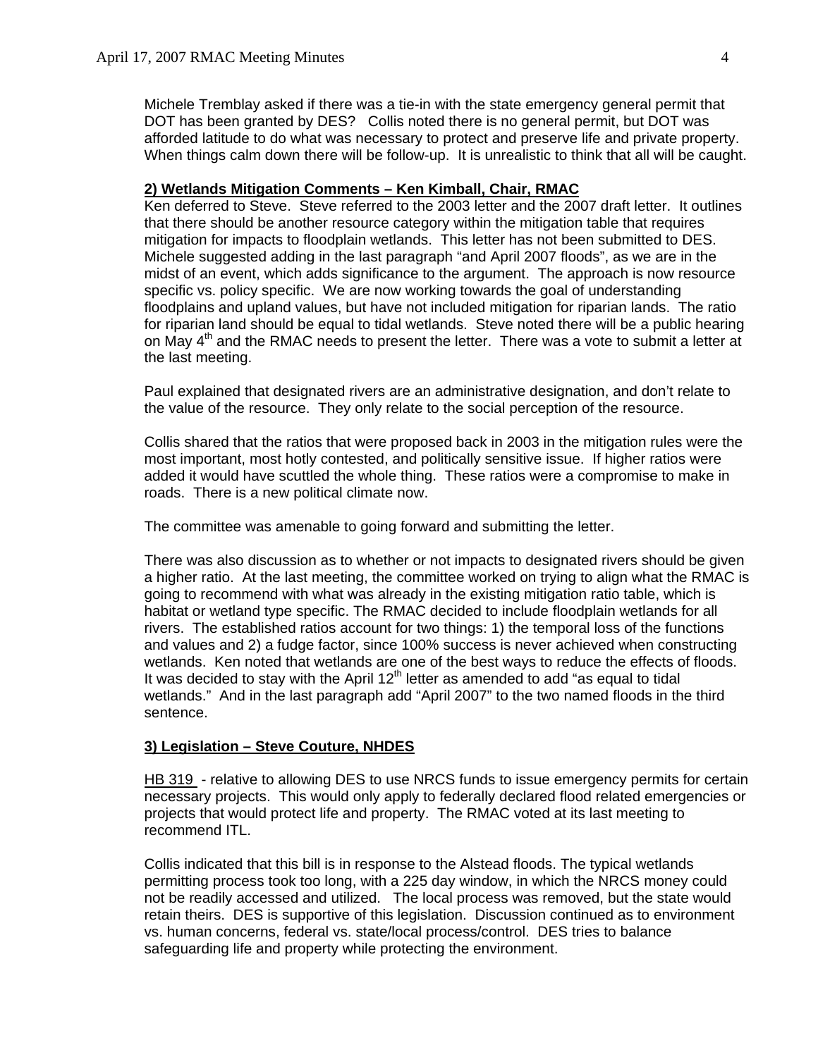Michele Tremblay asked if there was a tie-in with the state emergency general permit that DOT has been granted by DES? Collis noted there is no general permit, but DOT was afforded latitude to do what was necessary to protect and preserve life and private property. When things calm down there will be follow-up. It is unrealistic to think that all will be caught.

**2) Wetlands Mitigation Comments – Ken Kimball, Chair, RMAC**

Ken deferred to Steve. Steve referred to the 2003 letter and the 2007 draft letter. It outlines that there should be another resource category within the mitigation table that requires mitigation for impacts to floodplain wetlands. This letter has not been submitted to DES. Michele suggested adding in the last paragraph "and April 2007 floods", as we are in the midst of an event, which adds significance to the argument. The approach is now resource specific vs. policy specific. We are now working towards the goal of understanding floodplains and upland values, but have not included mitigation for riparian lands. The ratio for riparian land should be equal to tidal wetlands. Steve noted there will be a public hearing on May 4th and the RMAC needs to present the letter. There was a vote to submit a letter at the last meeting.

Paul explained that designated rivers are an administrative designation, and don't relate to the value of the resource. They only relate to the social perception of the resource.

Collis shared that the ratios that were proposed back in 2003 in the mitigation rules were the most important, most hotly contested, and politically sensitive issue. If higher ratios were added it would have scuttled the whole thing. These ratios were a compromise to make in roads. There is a new political climate now.

The committee was amenable to going forward and submitting the letter.

There was also discussion as to whether or not impacts to designated rivers should be given a higher ratio. At the last meeting, the committee worked on trying to align what the RMAC is going to recommend with what was already in the existing mitigation ratio table, which is habitat or wetland type specific. The RMAC decided to include floodplain wetlands for all rivers. The established ratios account for two things: 1) the temporal loss of the functions and values and 2) a fudge factor, since 100% success is never achieved when constructing wetlands. Ken noted that wetlands are one of the best ways to reduce the effects of floods. It was decided to stay with the April 12th letter as amended to add "as equal to tidal wetlands." And in the last paragraph add "April 2007" to the two named floods in the third sentence.

**3) Legislation – Steve Couture, NHDES**

HB 319 - relative to allowing DES to use NRCS funds to issue emergency permits for certain necessary projects. This would only apply to federally declared flood related emergencies or projects that would protect life and property. The RMAC voted at its last meeting to recommend ITL.

Collis indicated that this bill is in response to the Alstead floods. The typical wetlands permitting process took too long, with a 225 day window, in which the NRCS money could not be readily accessed and utilized. The local process was removed, but the state would retain theirs. DES is supportive of this legislation. Discussion continued as to environment vs. human concerns, federal vs. state/local process/control. DES tries to balance safeguarding life and property while protecting the environment.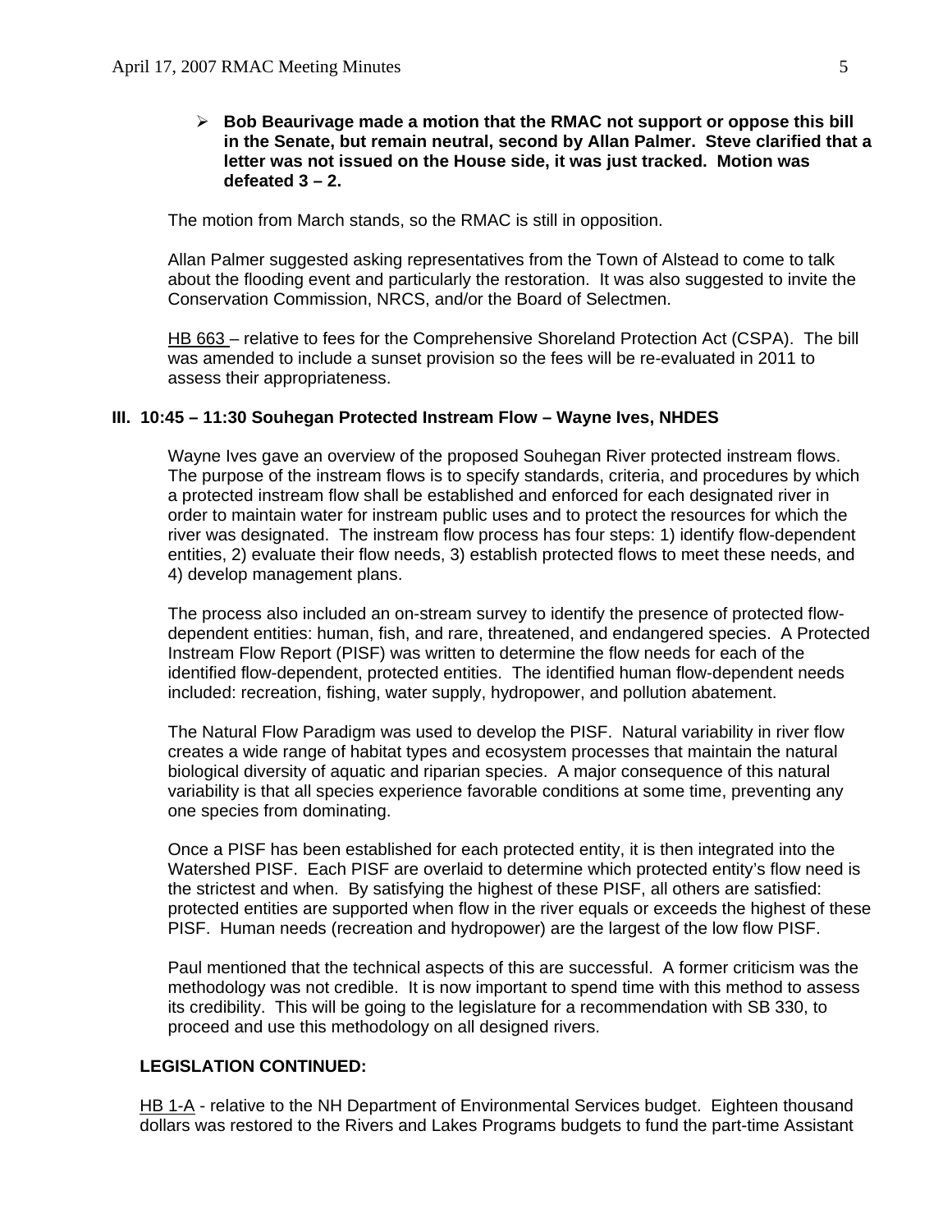- **Bob Beaurivage made a motion that the RMAC not support or oppose this bill in the Senate, but remain neutral, second by Allan Palmer. Steve clarified that a letter was not issued on the House side, it was just tracked. Motion was defeated 3 – 2.**

The motion from March stands, so the RMAC is still in opposition.

Allan Palmer suggested asking representatives from the Town of Alstead to come to talk about the flooding event and particularly the restoration. It was also suggested to invite the Conservation Commission, NRCS, and/or the Board of Selectmen.

HB 663 – relative to fees for the Comprehensive Shoreland Protection Act (CSPA). The bill was amended to include a sunset provision so the fees will be re-evaluated in 2011 to assess their appropriateness.

## III. 10:45 – 11:30 Souhegan Protected Instream Flow – Wayne Ives, NHDES

Wayne Ives gave an overview of the proposed Souhegan River protected instream flows. The purpose of the instream flows is to specify standards, criteria, and procedures by which a protected instream flow shall be established and enforced for each designated river in order to maintain water for instream public uses and to protect the resources for which the river was designated. The instream flow process has four steps: 1) identify flow-dependent entities, 2) evaluate their flow needs, 3) establish protected flows to meet these needs, and 4) develop management plans.

The process also included an on-stream survey to identify the presence of protected flow-dependent entities: human, fish, and rare, threatened, and endangered species. A Protected Instream Flow Report (PISF) was written to determine the flow needs for each of the identified flow-dependent, protected entities. The identified human flow-dependent needs included: recreation, fishing, water supply, hydropower, and pollution abatement.

The Natural Flow Paradigm was used to develop the PISF. Natural variability in river flow creates a wide range of habitat types and ecosystem processes that maintain the natural biological diversity of aquatic and riparian species. A major consequence of this natural variability is that all species experience favorable conditions at some time, preventing any one species from dominating.

Once a PISF has been established for each protected entity, it is then integrated into the Watershed PISF. Each PISF are overlaid to determine which protected entity's flow need is the strictest and when. By satisfying the highest of these PISF, all others are satisfied: protected entities are supported when flow in the river equals or exceeds the highest of these PISF. Human needs (recreation and hydropower) are the largest of the low flow PISF.

Paul mentioned that the technical aspects of this are successful. A former criticism was the methodology was not credible. It is now important to spend time with this method to assess its credibility. This will be going to the legislature for a recommendation with SB 330, to proceed and use this methodology on all designed rivers.

**LEGISLATION CONTINUED:**

HB 1-A - relative to the NH Department of Environmental Services budget. Eighteen thousand dollars was restored to the Rivers and Lakes Programs budgets to fund the part-time Assistant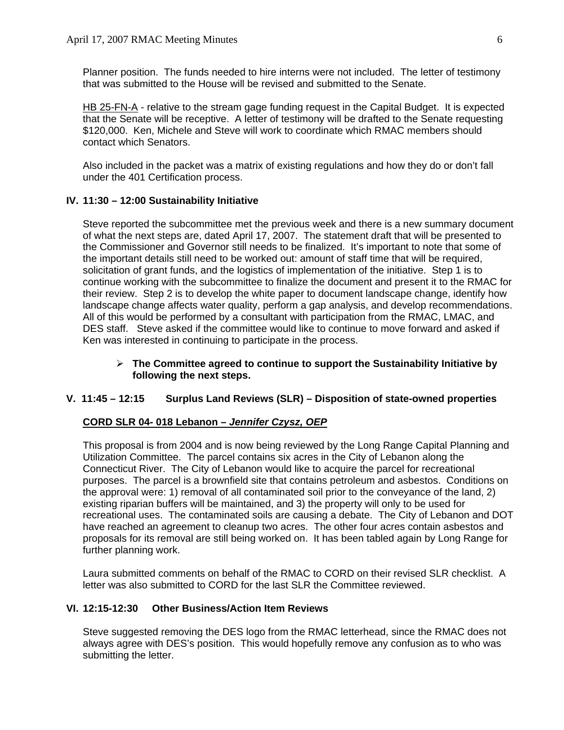Planner position. The funds needed to hire interns were not included. The letter of testimony that was submitted to the House will be revised and submitted to the Senate.

<u>HB 25-FN-A</u> - relative to the stream gage funding request in the Capital Budget. It is expected that the Senate will be receptive. A letter of testimony will be drafted to the Senate requesting $120,000. Ken, Michele and Steve will work to coordinate which RMAC members should contact which Senators.

Also included in the packet was a matrix of existing regulations and how they do or don't fall under the 401 Certification process.

## IV. 11:30 – 12:00 Sustainability Initiative

Steve reported the subcommittee met the previous week and there is a new summary document of what the next steps are, dated April 17, 2007. The statement draft that will be presented to the Commissioner and Governor still needs to be finalized. It's important to note that some of the important details still need to be worked out: amount of staff time that will be required, solicitation of grant funds, and the logistics of implementation of the initiative. Step 1 is to continue working with the subcommittee to finalize the document and present it to the RMAC for their review. Step 2 is to develop the white paper to document landscape change, identify how landscape change affects water quality, perform a gap analysis, and develop recommendations. All of this would be performed by a consultant with participation from the RMAC, LMAC, and DES staff. Steve asked if the committee would like to continue to move forward and asked if Ken was interested in continuing to participate in the process.

- **The Committee agreed to continue to support the Sustainability Initiative by following the next steps.**

## V. 11:45 – 12:15 Surplus Land Reviews (SLR) – Disposition of state-owned properties

### <u>CORD SLR 04- 018 Lebanon – *Jennifer Czysz, OEP*</u>

This proposal is from 2004 and is now being reviewed by the Long Range Capital Planning and Utilization Committee. The parcel contains six acres in the City of Lebanon along the Connecticut River. The City of Lebanon would like to acquire the parcel for recreational purposes. The parcel is a brownfield site that contains petroleum and asbestos. Conditions on the approval were: 1) removal of all contaminated soil prior to the conveyance of the land, 2) existing riparian buffers will be maintained, and 3) the property will only to be used for recreational uses. The contaminated soils are causing a debate. The City of Lebanon and DOT have reached an agreement to cleanup two acres. The other four acres contain asbestos and proposals for its removal are still being worked on. It has been tabled again by Long Range for further planning work.

Laura submitted comments on behalf of the RMAC to CORD on their revised SLR checklist. A letter was also submitted to CORD for the last SLR the Committee reviewed.

## VI. 12:15-12:30 Other Business/Action Item Reviews

Steve suggested removing the DES logo from the RMAC letterhead, since the RMAC does not always agree with DES's position. This would hopefully remove any confusion as to who was submitting the letter.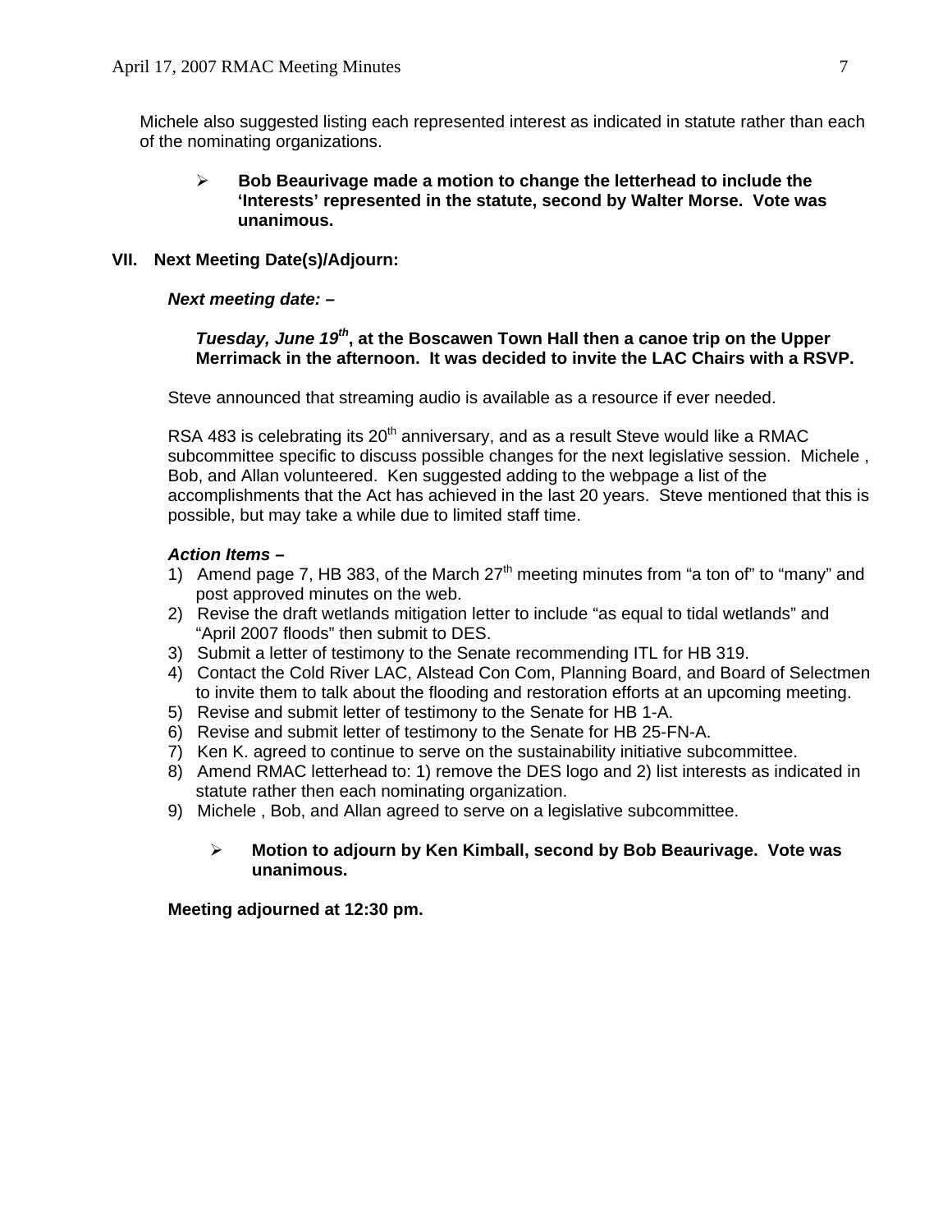Michele also suggested listing each represented interest as indicated in statute rather than each of the nominating organizations.

- **Bob Beaurivage made a motion to change the letterhead to include the 'Interests' represented in the statute, second by Walter Morse. Vote was unanimous.**

## VII. Next Meeting Date(s)/Adjourn:

***Next meeting date: –***

***Tuesday, June 19th*, at the Boscawen Town Hall then a canoe trip on the Upper Merrimack in the afternoon. It was decided to invite the LAC Chairs with a RSVP.**

Steve announced that streaming audio is available as a resource if ever needed.

RSA 483 is celebrating its 20th anniversary, and as a result Steve would like a RMAC subcommittee specific to discuss possible changes for the next legislative session. Michele , Bob, and Allan volunteered. Ken suggested adding to the webpage a list of the accomplishments that the Act has achieved in the last 20 years. Steve mentioned that this is possible, but may take a while due to limited staff time.

***Action Items –***

1) Amend page 7, HB 383, of the March 27th meeting minutes from "a ton of" to "many" and post approved minutes on the web.
2) Revise the draft wetlands mitigation letter to include "as equal to tidal wetlands" and "April 2007 floods" then submit to DES.
3) Submit a letter of testimony to the Senate recommending ITL for HB 319.
4) Contact the Cold River LAC, Alstead Con Com, Planning Board, and Board of Selectmen to invite them to talk about the flooding and restoration efforts at an upcoming meeting.
5) Revise and submit letter of testimony to the Senate for HB 1-A.
6) Revise and submit letter of testimony to the Senate for HB 25-FN-A.
7) Ken K. agreed to continue to serve on the sustainability initiative subcommittee.
8) Amend RMAC letterhead to: 1) remove the DES logo and 2) list interests as indicated in statute rather then each nominating organization.
9) Michele , Bob, and Allan agreed to serve on a legislative subcommittee.

- **Motion to adjourn by Ken Kimball, second by Bob Beaurivage. Vote was unanimous.**

**Meeting adjourned at 12:30 pm.**